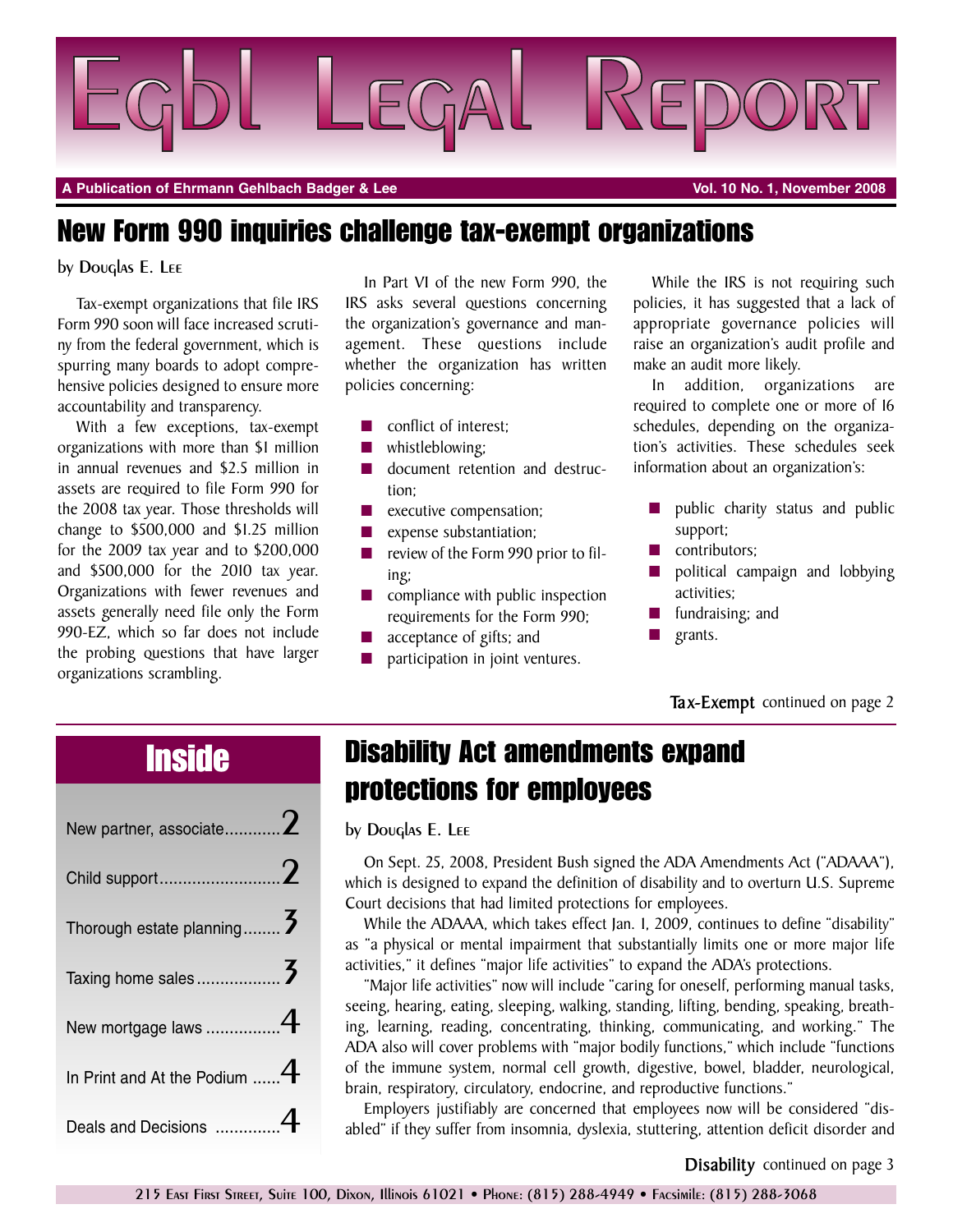# Egbl Legal Report

A Publication of Ehrmann Gehlbach Badger & Lee — Vol. 10 No. 1, November 2008

## New Form 990 inquiries challenge tax-exempt organizations

by Douglas E. Lee

Tax-exempt organizations that file IRS Form 990 soon will face increased scrutiny from the federal government, which is spurring many boards to adopt comprehensive policies designed to ensure more accountability and transparency.

With a few exceptions, tax-exempt organizations with more than $1 million in annual revenues and $2.5 million in assets are required to file Form 990 for the 2008 tax year. Those thresholds will change to $500,000 and $1.25 million for the 2009 tax year and to $200,000 and $500,000 for the 2010 tax year. Organizations with fewer revenues and assets generally need file only the Form 990-EZ, which so far does not include the probing questions that have larger organizations scrambling.

In Part VI of the new Form 990, the IRS asks several questions concerning the organization's governance and management. These questions include whether the organization has written policies concerning:

- conflict of interest;
- whistleblowing;
- document retention and destruction;
- executive compensation;
- expense substantiation;
- review of the Form 990 prior to filing;
- compliance with public inspection requirements for the Form 990;
- acceptance of gifts; and
- participation in joint ventures.

While the IRS is not requiring such policies, it has suggested that a lack of appropriate governance policies will raise an organization's audit profile and make an audit more likely.

In addition, organizations are required to complete one or more of 16 schedules, depending on the organization's activities. These schedules seek information about an organization's:

- public charity status and public support;
- contributors;
- political campaign and lobbying activities;
- fundraising; and
- grants.

**Tax-Exempt** continued on page 2

## Inside

- New partner, associate ........ 2
- Child support ........ 2
- Thorough estate planning ........ 3
- Taxing home sales ........ 3
- New mortgage laws ........ 4
- In Print and At the Podium ........ 4
- Deals and Decisions ........ 4

## Disability Act amendments expand protections for employees

by Douglas E. Lee

On Sept. 25, 2008, President Bush signed the ADA Amendments Act ("ADAAA"), which is designed to expand the definition of disability and to overturn U.S. Supreme Court decisions that had limited protections for employees.

While the ADAAA, which takes effect Jan. 1, 2009, continues to define "disability" as "a physical or mental impairment that substantially limits one or more major life activities," it defines "major life activities" to expand the ADA's protections.

"Major life activities" now will include "caring for oneself, performing manual tasks, seeing, hearing, eating, sleeping, walking, standing, lifting, bending, speaking, breathing, learning, reading, concentrating, thinking, communicating, and working." The ADA also will cover problems with "major bodily functions," which include "functions of the immune system, normal cell growth, digestive, bowel, bladder, neurological, brain, respiratory, circulatory, endocrine, and reproductive functions."

Employers justifiably are concerned that employees now will be considered "disabled" if they suffer from insomnia, dyslexia, stuttering, attention deficit disorder and

**Disability** continued on page 3

215 East First Street, Suite 100, Dixon, Illinois 61021 • Phone: (815) 288-4949 • Facsimile: (815) 288-3068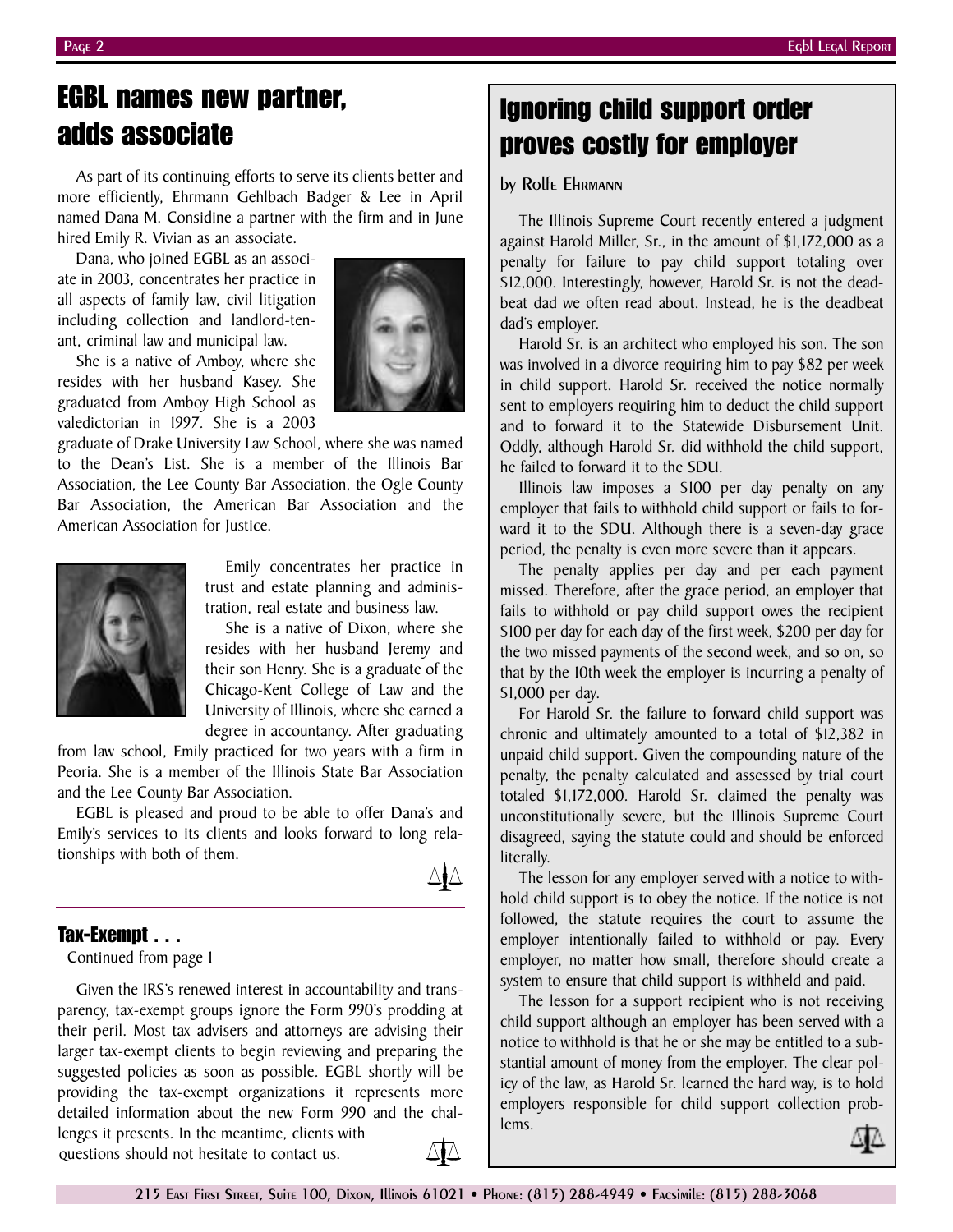## EGBL names new partner, adds associate

As part of its continuing efforts to serve its clients better and more efficiently, Ehrmann Gehlbach Badger & Lee in April named Dana M. Considine a partner with the firm and in June hired Emily R. Vivian as an associate.

Dana, who joined EGBL as an associate in 2003, concentrates her practice in all aspects of family law, civil litigation including collection and landlord-tenant, criminal law and municipal law.

She is a native of Amboy, where she resides with her husband Kasey. She graduated from Amboy High School as valedictorian in 1997. She is a 2003 graduate of Drake University Law School, where she was named to the Dean's List. She is a member of the Illinois Bar Association, the Lee County Bar Association, the Ogle County Bar Association, the American Bar Association and the American Association for Justice.

Emily concentrates her practice in trust and estate planning and administration, real estate and business law.

She is a native of Dixon, where she resides with her husband Jeremy and their son Henry. She is a graduate of the Chicago-Kent College of Law and the University of Illinois, where she earned a degree in accountancy. After graduating from law school, Emily practiced for two years with a firm in Peoria. She is a member of the Illinois State Bar Association and the Lee County Bar Association.

EGBL is pleased and proud to be able to offer Dana's and Emily's services to its clients and looks forward to long relationships with both of them.

### Tax-Exempt . . .

Continued from page 1

Given the IRS's renewed interest in accountability and transparency, tax-exempt groups ignore the Form 990's prodding at their peril. Most tax advisers and attorneys are advising their larger tax-exempt clients to begin reviewing and preparing the suggested policies as soon as possible. EGBL shortly will be providing the tax-exempt organizations it represents more detailed information about the new Form 990 and the challenges it presents. In the meantime, clients with questions should not hesitate to contact us.

## Ignoring child support order proves costly for employer

by Rolfe Ehrmann

The Illinois Supreme Court recently entered a judgment against Harold Miller, Sr., in the amount of $1,172,000 as a penalty for failure to pay child support totaling over $12,000. Interestingly, however, Harold Sr. is not the deadbeat dad we often read about. Instead, he is the deadbeat dad's employer.

Harold Sr. is an architect who employed his son. The son was involved in a divorce requiring him to pay $82 per week in child support. Harold Sr. received the notice normally sent to employers requiring him to deduct the child support and to forward it to the Statewide Disbursement Unit. Oddly, although Harold Sr. did withhold the child support, he failed to forward it to the SDU.

Illinois law imposes a $100 per day penalty on any employer that fails to withhold child support or fails to forward it to the SDU. Although there is a seven-day grace period, the penalty is even more severe than it appears.

The penalty applies per day and per each payment missed. Therefore, after the grace period, an employer that fails to withhold or pay child support owes the recipient $100 per day for each day of the first week, $200 per day for the two missed payments of the second week, and so on, so that by the 10th week the employer is incurring a penalty of $1,000 per day.

For Harold Sr. the failure to forward child support was chronic and ultimately amounted to a total of $12,382 in unpaid child support. Given the compounding nature of the penalty, the penalty calculated and assessed by trial court totaled $1,172,000. Harold Sr. claimed the penalty was unconstitutionally severe, but the Illinois Supreme Court disagreed, saying the statute could and should be enforced literally.

The lesson for any employer served with a notice to withhold child support is to obey the notice. If the notice is not followed, the statute requires the court to assume the employer intentionally failed to withhold or pay. Every employer, no matter how small, therefore should create a system to ensure that child support is withheld and paid.

The lesson for a support recipient who is not receiving child support although an employer has been served with a notice to withhold is that he or she may be entitled to a substantial amount of money from the employer. The clear policy of the law, as Harold Sr. learned the hard way, is to hold employers responsible for child support collection problems.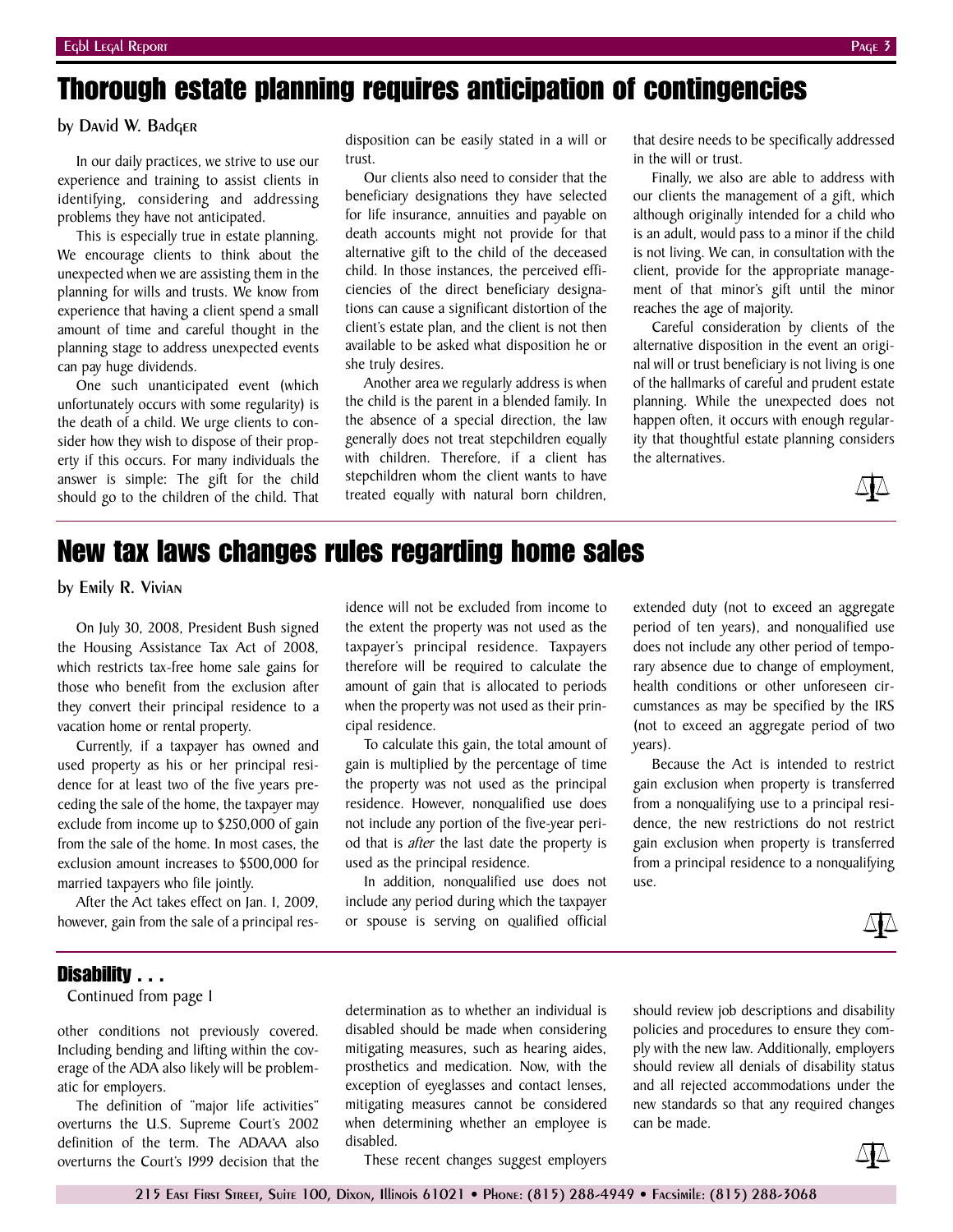# Thorough estate planning requires anticipation of contingencies

by David W. Badger

In our daily practices, we strive to use our experience and training to assist clients in identifying, considering and addressing problems they have not anticipated.

This is especially true in estate planning. We encourage clients to think about the unexpected when we are assisting them in the planning for wills and trusts. We know from experience that having a client spend a small amount of time and careful thought in the planning stage to address unexpected events can pay huge dividends.

One such unanticipated event (which unfortunately occurs with some regularity) is the death of a child. We urge clients to consider how they wish to dispose of their property if this occurs. For many individuals the answer is simple: The gift for the child should go to the children of the child. That disposition can be easily stated in a will or trust.

Our clients also need to consider that the beneficiary designations they have selected for life insurance, annuities and payable on death accounts might not provide for that alternative gift to the child of the deceased child. In those instances, the perceived efficiencies of the direct beneficiary designations can cause a significant distortion of the client's estate plan, and the client is not then available to be asked what disposition he or she truly desires.

Another area we regularly address is when the child is the parent in a blended family. In the absence of a special direction, the law generally does not treat stepchildren equally with children. Therefore, if a client has stepchildren whom the client wants to have treated equally with natural born children, that desire needs to be specifically addressed in the will or trust.

Finally, we also are able to address with our clients the management of a gift, which although originally intended for a child who is an adult, would pass to a minor if the child is not living. We can, in consultation with the client, provide for the appropriate management of that minor's gift until the minor reaches the age of majority.

Careful consideration by clients of the alternative disposition in the event an original will or trust beneficiary is not living is one of the hallmarks of careful and prudent estate planning. While the unexpected does not happen often, it occurs with enough regularity that thoughtful estate planning considers the alternatives.

# New tax laws changes rules regarding home sales

by Emily R. Vivian

On July 30, 2008, President Bush signed the Housing Assistance Tax Act of 2008, which restricts tax-free home sale gains for those who benefit from the exclusion after they convert their principal residence to a vacation home or rental property.

Currently, if a taxpayer has owned and used property as his or her principal residence for at least two of the five years preceding the sale of the home, the taxpayer may exclude from income up to $250,000 of gain from the sale of the home. In most cases, the exclusion amount increases to $500,000 for married taxpayers who file jointly.

After the Act takes effect on Jan. 1, 2009, however, gain from the sale of a principal residence will not be excluded from income to the extent the property was not used as the taxpayer's principal residence. Taxpayers therefore will be required to calculate the amount of gain that is allocated to periods when the property was not used as their principal residence.

To calculate this gain, the total amount of gain is multiplied by the percentage of time the property was not used as the principal residence. However, nonqualified use does not include any portion of the five-year period that is *after* the last date the property is used as the principal residence.

In addition, nonqualified use does not include any period during which the taxpayer or spouse is serving on qualified official extended duty (not to exceed an aggregate period of ten years), and nonqualified use does not include any other period of temporary absence due to change of employment, health conditions or other unforeseen circumstances as may be specified by the IRS (not to exceed an aggregate period of two years).

Because the Act is intended to restrict gain exclusion when property is transferred from a nonqualifying use to a principal residence, the new restrictions do not restrict gain exclusion when property is transferred from a principal residence to a nonqualifying use.

## Disability . . .

Continued from page 1

other conditions not previously covered. Including bending and lifting within the coverage of the ADA also likely will be problematic for employers.

The definition of "major life activities" overturns the U.S. Supreme Court's 2002 definition of the term. The ADAAA also overturns the Court's 1999 decision that the determination as to whether an individual is disabled should be made when considering mitigating measures, such as hearing aides, prosthetics and medication. Now, with the exception of eyeglasses and contact lenses, mitigating measures cannot be considered when determining whether an employee is disabled.

These recent changes suggest employers should review job descriptions and disability policies and procedures to ensure they comply with the new law. Additionally, employers should review all denials of disability status and all rejected accommodations under the new standards so that any required changes can be made.

215 East First Street, Suite 100, Dixon, Illinois 61021 • Phone: (815) 288-4949 • Facsimile: (815) 288-3068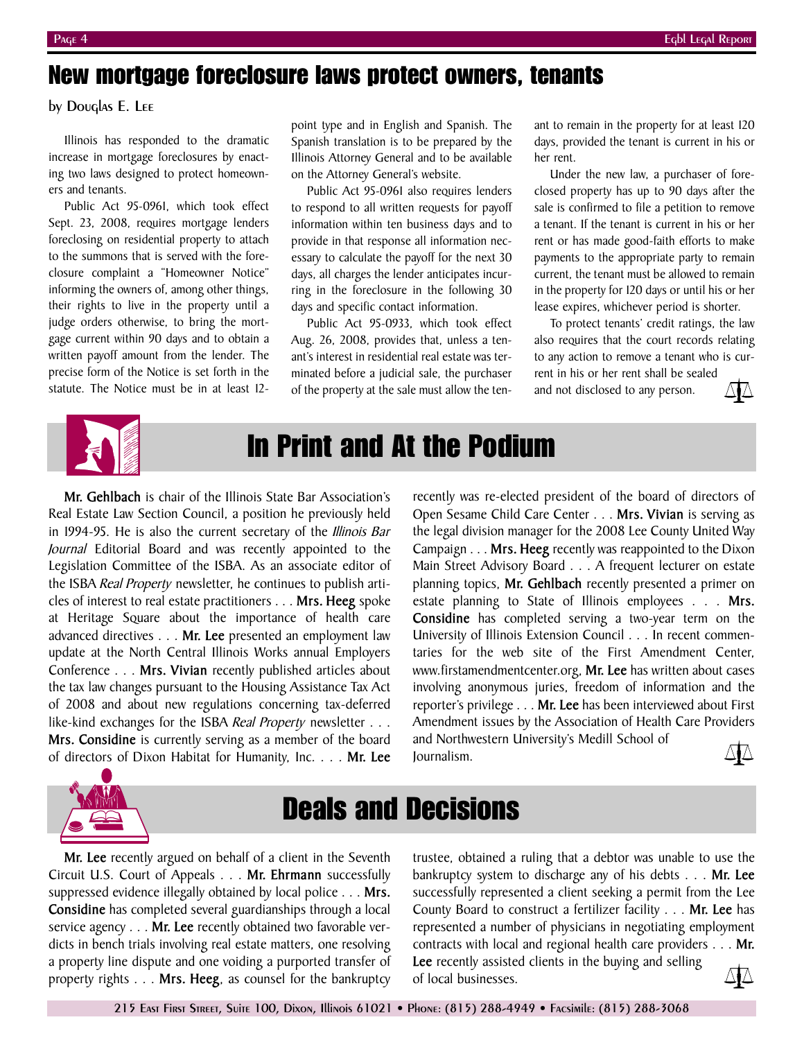# New mortgage foreclosure laws protect owners, tenants

by Douglas E. Lee

Illinois has responded to the dramatic increase in mortgage foreclosures by enacting two laws designed to protect homeowners and tenants.

Public Act 95-0961, which took effect Sept. 23, 2008, requires mortgage lenders foreclosing on residential property to attach to the summons that is served with the foreclosure complaint a "Homeowner Notice" informing the owners of, among other things, their rights to live in the property until a judge orders otherwise, to bring the mortgage current within 90 days and to obtain a written payoff amount from the lender. The precise form of the Notice is set forth in the statute. The Notice must be in at least 12-point type and in English and Spanish. The Spanish translation is to be prepared by the Illinois Attorney General and to be available on the Attorney General's website.

Public Act 95-0961 also requires lenders to respond to all written requests for payoff information within ten business days and to provide in that response all information necessary to calculate the payoff for the next 30 days, all charges the lender anticipates incurring in the foreclosure in the following 30 days and specific contact information.

Public Act 95-0933, which took effect Aug. 26, 2008, provides that, unless a tenant's interest in residential real estate was terminated before a judicial sale, the purchaser of the property at the sale must allow the tenant to remain in the property for at least 120 days, provided the tenant is current in his or her rent.

Under the new law, a purchaser of foreclosed property has up to 90 days after the sale is confirmed to file a petition to remove a tenant. If the tenant is current in his or her rent or has made good-faith efforts to make payments to the appropriate party to remain current, the tenant must be allowed to remain in the property for 120 days or until his or her lease expires, whichever period is shorter.

To protect tenants' credit ratings, the law also requires that the court records relating to any action to remove a tenant who is current in his or her rent shall be sealed and not disclosed to any person.

# In Print and At the Podium

**Mr. Gehlbach** is chair of the Illinois State Bar Association's Real Estate Law Section Council, a position he previously held in 1994-95. He is also the current secretary of the *Illinois Bar Journal* Editorial Board and was recently appointed to the Legislation Committee of the ISBA. As an associate editor of the ISBA *Real Property* newsletter, he continues to publish articles of interest to real estate practitioners . . . **Mrs. Heeg** spoke at Heritage Square about the importance of health care advanced directives . . . **Mr. Lee** presented an employment law update at the North Central Illinois Works annual Employers Conference . . . **Mrs. Vivian** recently published articles about the tax law changes pursuant to the Housing Assistance Tax Act of 2008 and about new regulations concerning tax-deferred like-kind exchanges for the ISBA *Real Property* newsletter . . . **Mrs. Considine** is currently serving as a member of the board of directors of Dixon Habitat for Humanity, Inc. . . . **Mr. Lee** recently was re-elected president of the board of directors of Open Sesame Child Care Center . . . **Mrs. Vivian** is serving as the legal division manager for the 2008 Lee County United Way Campaign . . . **Mrs. Heeg** recently was reappointed to the Dixon Main Street Advisory Board . . . A frequent lecturer on estate planning topics, **Mr. Gehlbach** recently presented a primer on estate planning to State of Illinois employees . . . **Mrs. Considine** has completed serving a two-year term on the University of Illinois Extension Council . . . In recent commentaries for the web site of the First Amendment Center, www.firstamendmentcenter.org, **Mr. Lee** has written about cases involving anonymous juries, freedom of information and the reporter's privilege . . . **Mr. Lee** has been interviewed about First Amendment issues by the Association of Health Care Providers and Northwestern University's Medill School of Journalism.

# Deals and Decisions

**Mr. Lee** recently argued on behalf of a client in the Seventh Circuit U.S. Court of Appeals . . . **Mr. Ehrmann** successfully suppressed evidence illegally obtained by local police . . . **Mrs. Considine** has completed several guardianships through a local service agency . . . **Mr. Lee** recently obtained two favorable verdicts in bench trials involving real estate matters, one resolving a property line dispute and one voiding a purported transfer of property rights . . . **Mrs. Heeg**, as counsel for the bankruptcy trustee, obtained a ruling that a debtor was unable to use the bankruptcy system to discharge any of his debts . . . **Mr. Lee** successfully represented a client seeking a permit from the Lee County Board to construct a fertilizer facility . . . **Mr. Lee** has represented a number of physicians in negotiating employment contracts with local and regional health care providers . . . **Mr. Lee** recently assisted clients in the buying and selling of local businesses.

215 East First Street, Suite 100, Dixon, Illinois 61021 • Phone: (815) 288-4949 • Facsimile: (815) 288-3068